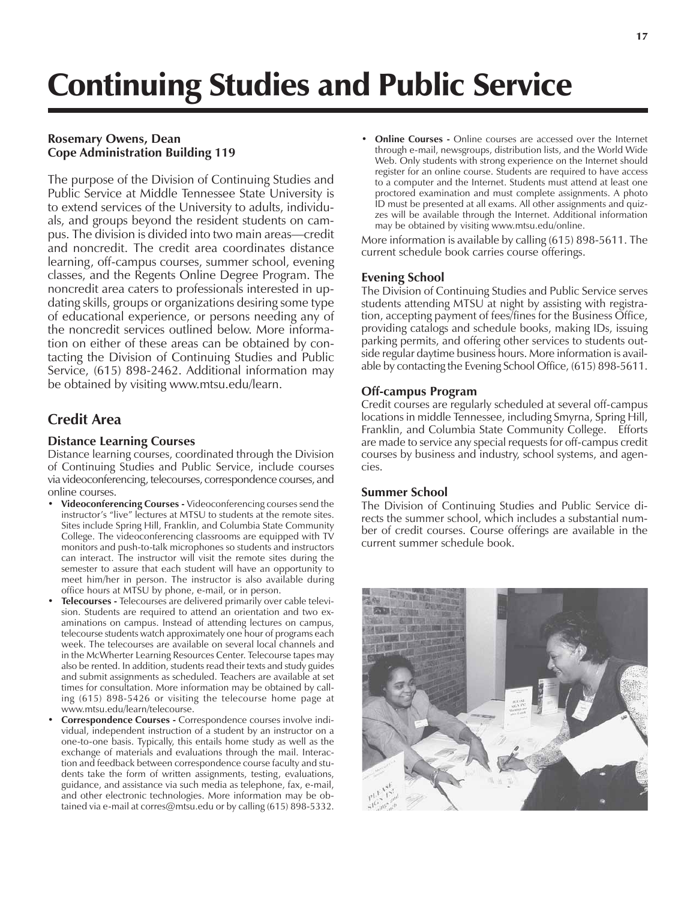# Continuing Studies and Public Service

**Rosemary Owens, Dean**
**Cope Administration Building 119**

The purpose of the Division of Continuing Studies and Public Service at Middle Tennessee State University is to extend services of the University to adults, individuals, and groups beyond the resident students on campus. The division is divided into two main areas—credit and noncredit. The credit area coordinates distance learning, off-campus courses, summer school, evening classes, and the Regents Online Degree Program. The noncredit area caters to professionals interested in updating skills, groups or organizations desiring some type of educational experience, or persons needing any of the noncredit services outlined below. More information on either of these areas can be obtained by contacting the Division of Continuing Studies and Public Service, (615) 898-2462. Additional information may be obtained by visiting www.mtsu.edu/learn.

## Credit Area

### Distance Learning Courses

Distance learning courses, coordinated through the Division of Continuing Studies and Public Service, include courses via videoconferencing, telecourses, correspondence courses, and online courses.

- **Videoconferencing Courses -** Videoconferencing courses send the instructor's "live" lectures at MTSU to students at the remote sites. Sites include Spring Hill, Franklin, and Columbia State Community College. The videoconferencing classrooms are equipped with TV monitors and push-to-talk microphones so students and instructors can interact. The instructor will visit the remote sites during the semester to assure that each student will have an opportunity to meet him/her in person. The instructor is also available during office hours at MTSU by phone, e-mail, or in person.
- **Telecourses -** Telecourses are delivered primarily over cable television. Students are required to attend an orientation and two examinations on campus. Instead of attending lectures on campus, telecourse students watch approximately one hour of programs each week. The telecourses are available on several local channels and in the McWherter Learning Resources Center. Telecourse tapes may also be rented. In addition, students read their texts and study guides and submit assignments as scheduled. Teachers are available at set times for consultation. More information may be obtained by calling (615) 898-5426 or visiting the telecourse home page at www.mtsu.edu/learn/telecourse.
- **Correspondence Courses -** Correspondence courses involve individual, independent instruction of a student by an instructor on a one-to-one basis. Typically, this entails home study as well as the exchange of materials and evaluations through the mail. Interaction and feedback between correspondence course faculty and students take the form of written assignments, testing, evaluations, guidance, and assistance via such media as telephone, fax, e-mail, and other electronic technologies. More information may be obtained via e-mail at corres@mtsu.edu or by calling (615) 898-5332.
- **Online Courses -** Online courses are accessed over the Internet through e-mail, newsgroups, distribution lists, and the World Wide Web. Only students with strong experience on the Internet should register for an online course. Students are required to have access to a computer and the Internet. Students must attend at least one proctored examination and must complete assignments. A photo ID must be presented at all exams. All other assignments and quizzes will be available through the Internet. Additional information may be obtained by visiting www.mtsu.edu/online.

More information is available by calling (615) 898-5611. The current schedule book carries course offerings.

### Evening School

The Division of Continuing Studies and Public Service serves students attending MTSU at night by assisting with registration, accepting payment of fees/fines for the Business Office, providing catalogs and schedule books, making IDs, issuing parking permits, and offering other services to students outside regular daytime business hours. More information is available by contacting the Evening School Office, (615) 898-5611.

### Off-campus Program

Credit courses are regularly scheduled at several off-campus locations in middle Tennessee, including Smyrna, Spring Hill, Franklin, and Columbia State Community College. Efforts are made to service any special requests for off-campus credit courses by business and industry, school systems, and agencies.

### Summer School

The Division of Continuing Studies and Public Service directs the summer school, which includes a substantial number of credit courses. Course offerings are available in the current summer schedule book.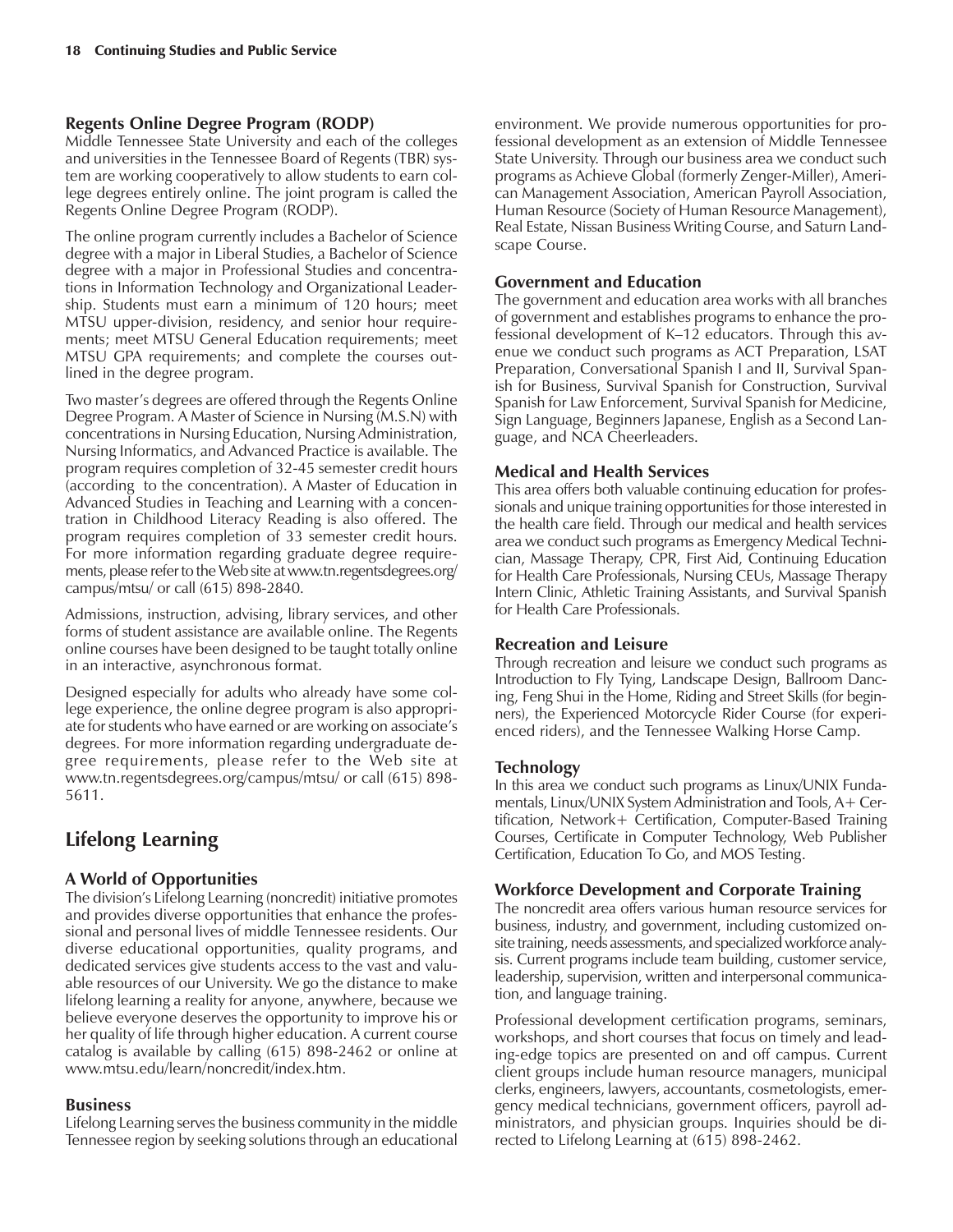### Regents Online Degree Program (RODP)

Middle Tennessee State University and each of the colleges and universities in the Tennessee Board of Regents (TBR) system are working cooperatively to allow students to earn college degrees entirely online. The joint program is called the Regents Online Degree Program (RODP).

The online program currently includes a Bachelor of Science degree with a major in Liberal Studies, a Bachelor of Science degree with a major in Professional Studies and concentrations in Information Technology and Organizational Leadership. Students must earn a minimum of 120 hours; meet MTSU upper-division, residency, and senior hour requirements; meet MTSU General Education requirements; meet MTSU GPA requirements; and complete the courses outlined in the degree program.

Two master's degrees are offered through the Regents Online Degree Program. A Master of Science in Nursing (M.S.N) with concentrations in Nursing Education, Nursing Administration, Nursing Informatics, and Advanced Practice is available. The program requires completion of 32-45 semester credit hours (according to the concentration). A Master of Education in Advanced Studies in Teaching and Learning with a concentration in Childhood Literacy Reading is also offered. The program requires completion of 33 semester credit hours. For more information regarding graduate degree requirements, please refer to the Web site at www.tn.regentsdegrees.org/campus/mtsu/ or call (615) 898-2840.

Admissions, instruction, advising, library services, and other forms of student assistance are available online. The Regents online courses have been designed to be taught totally online in an interactive, asynchronous format.

Designed especially for adults who already have some college experience, the online degree program is also appropriate for students who have earned or are working on associate's degrees. For more information regarding undergraduate degree requirements, please refer to the Web site at www.tn.regentsdegrees.org/campus/mtsu/ or call (615) 898-5611.

## Lifelong Learning

### A World of Opportunities

The division's Lifelong Learning (noncredit) initiative promotes and provides diverse opportunities that enhance the professional and personal lives of middle Tennessee residents. Our diverse educational opportunities, quality programs, and dedicated services give students access to the vast and valuable resources of our University. We go the distance to make lifelong learning a reality for anyone, anywhere, because we believe everyone deserves the opportunity to improve his or her quality of life through higher education. A current course catalog is available by calling (615) 898-2462 or online at www.mtsu.edu/learn/noncredit/index.htm.

### Business

Lifelong Learning serves the business community in the middle Tennessee region by seeking solutions through an educational environment. We provide numerous opportunities for professional development as an extension of Middle Tennessee State University. Through our business area we conduct such programs as Achieve Global (formerly Zenger-Miller), American Management Association, American Payroll Association, Human Resource (Society of Human Resource Management), Real Estate, Nissan Business Writing Course, and Saturn Landscape Course.

### Government and Education

The government and education area works with all branches of government and establishes programs to enhance the professional development of K–12 educators. Through this avenue we conduct such programs as ACT Preparation, LSAT Preparation, Conversational Spanish I and II, Survival Spanish for Business, Survival Spanish for Construction, Survival Spanish for Law Enforcement, Survival Spanish for Medicine, Sign Language, Beginners Japanese, English as a Second Language, and NCA Cheerleaders.

### Medical and Health Services

This area offers both valuable continuing education for professionals and unique training opportunities for those interested in the health care field. Through our medical and health services area we conduct such programs as Emergency Medical Technician, Massage Therapy, CPR, First Aid, Continuing Education for Health Care Professionals, Nursing CEUs, Massage Therapy Intern Clinic, Athletic Training Assistants, and Survival Spanish for Health Care Professionals.

### Recreation and Leisure

Through recreation and leisure we conduct such programs as Introduction to Fly Tying, Landscape Design, Ballroom Dancing, Feng Shui in the Home, Riding and Street Skills (for beginners), the Experienced Motorcycle Rider Course (for experienced riders), and the Tennessee Walking Horse Camp.

### Technology

In this area we conduct such programs as Linux/UNIX Fundamentals, Linux/UNIX System Administration and Tools, A+ Certification, Network+ Certification, Computer-Based Training Courses, Certificate in Computer Technology, Web Publisher Certification, Education To Go, and MOS Testing.

### Workforce Development and Corporate Training

The noncredit area offers various human resource services for business, industry, and government, including customized onsite training, needs assessments, and specialized workforce analysis. Current programs include team building, customer service, leadership, supervision, written and interpersonal communication, and language training.

Professional development certification programs, seminars, workshops, and short courses that focus on timely and leading-edge topics are presented on and off campus. Current client groups include human resource managers, municipal clerks, engineers, lawyers, accountants, cosmetologists, emergency medical technicians, government officers, payroll administrators, and physician groups. Inquiries should be directed to Lifelong Learning at (615) 898-2462.